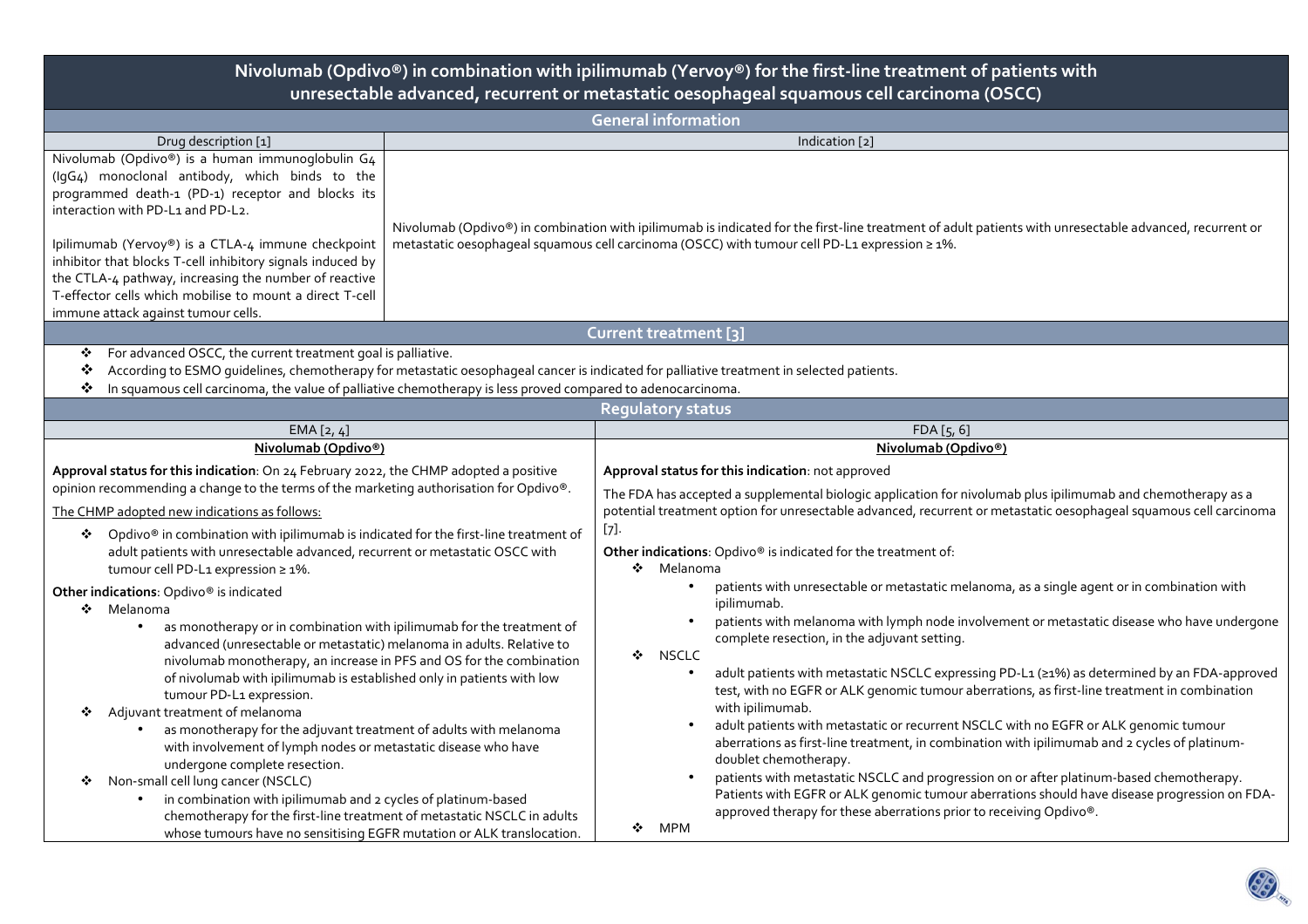# Nivolumab (Opdivo®) in combination with ipilimumab (Yervoy®) for the first-line treatment of patients with unresectable advanced, recurrent or metastatic oesophageal squamous cell carcinoma (OSCC)

## General information

| Drug description [1] | Indication [2] |
|---|---|
| Nivolumab (Opdivo®) is a human immunoglobulin G4 (IgG4) monoclonal antibody, which binds to the programmed death-1 (PD-1) receptor and blocks its interaction with PD-L1 and PD-L2.<br><br>Ipilimumab (Yervoy®) is a CTLA-4 immune checkpoint inhibitor that blocks T-cell inhibitory signals induced by the CTLA-4 pathway, increasing the number of reactive T-effector cells which mobilise to mount a direct T-cell immune attack against tumour cells. | Nivolumab (Opdivo®) in combination with ipilimumab is indicated for the first-line treatment of adult patients with unresectable advanced, recurrent or metastatic oesophageal squamous cell carcinoma (OSCC) with tumour cell PD-L1 expression ≥ 1%. |

## Current treatment [3]

- ❖ For advanced OSCC, the current treatment goal is palliative.
- ❖ According to ESMO guidelines, chemotherapy for metastatic oesophageal cancer is indicated for palliative treatment in selected patients.
- ❖ In squamous cell carcinoma, the value of palliative chemotherapy is less proved compared to adenocarcinoma.

## Regulatory status

| EMA [2, 4] | FDA [5, 6] |
|---|---|
| **Nivolumab (Opdivo®)** | **Nivolumab (Opdivo®)** |
| **Approval status for this indication**: On 24 February 2022, the CHMP adopted a positive opinion recommending a change to the terms of the marketing authorisation for Opdivo®.<br><br>The CHMP adopted new indications as follows:<br><br>❖ Opdivo® in combination with ipilimumab is indicated for the first-line treatment of adult patients with unresectable advanced, recurrent or metastatic OSCC with tumour cell PD-L1 expression ≥ 1%.<br><br>**Other indications**: Opdivo® is indicated<br><br>❖ Melanoma<br>• as monotherapy or in combination with ipilimumab for the treatment of advanced (unresectable or metastatic) melanoma in adults. Relative to nivolumab monotherapy, an increase in PFS and OS for the combination of nivolumab with ipilimumab is established only in patients with low tumour PD-L1 expression.<br><br>❖ Adjuvant treatment of melanoma<br>• as monotherapy for the adjuvant treatment of adults with melanoma with involvement of lymph nodes or metastatic disease who have undergone complete resection.<br><br>❖ Non-small cell lung cancer (NSCLC)<br>• in combination with ipilimumab and 2 cycles of platinum-based chemotherapy for the first-line treatment of metastatic NSCLC in adults whose tumours have no sensitising EGFR mutation or ALK translocation. | **Approval status for this indication**: not approved<br><br>The FDA has accepted a supplemental biologic application for nivolumab plus ipilimumab and chemotherapy as a potential treatment option for unresectable advanced, recurrent or metastatic oesophageal squamous cell carcinoma [7].<br><br>**Other indications**: Opdivo® is indicated for the treatment of:<br><br>❖ Melanoma<br>• patients with unresectable or metastatic melanoma, as a single agent or in combination with ipilimumab.<br>• patients with melanoma with lymph node involvement or metastatic disease who have undergone complete resection, in the adjuvant setting.<br><br>❖ NSCLC<br>• adult patients with metastatic NSCLC expressing PD-L1 (≥1%) as determined by an FDA-approved test, with no EGFR or ALK genomic tumour aberrations, as first-line treatment in combination with ipilimumab.<br>• adult patients with metastatic or recurrent NSCLC with no EGFR or ALK genomic tumour aberrations as first-line treatment, in combination with ipilimumab and 2 cycles of platinum-doublet chemotherapy.<br>• patients with metastatic NSCLC and progression on or after platinum-based chemotherapy. Patients with EGFR or ALK genomic tumour aberrations should have disease progression on FDA-approved therapy for these aberrations prior to receiving Opdivo®.<br><br>❖ MPM |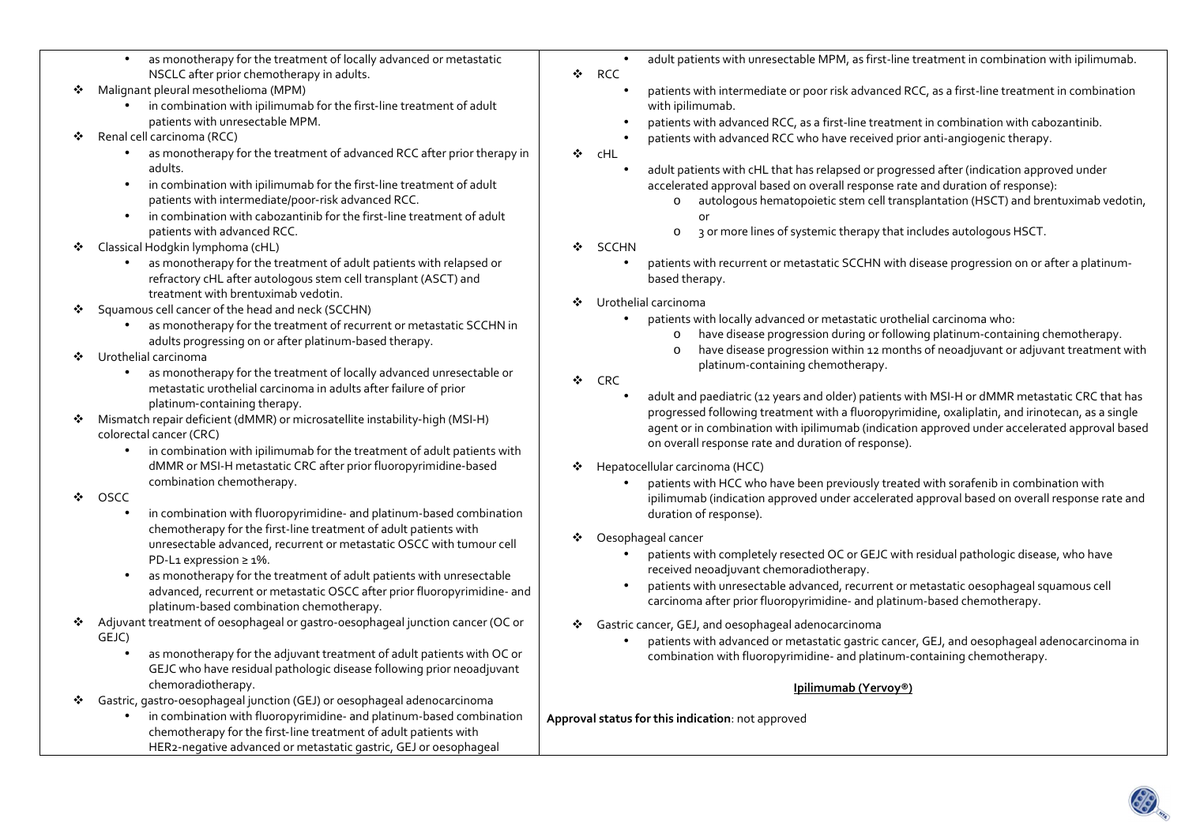- as monotherapy for the treatment of locally advanced or metastatic NSCLC after prior chemotherapy in adults.
- Malignant pleural mesothelioma (MPM)
  - in combination with ipilimumab for the first-line treatment of adult patients with unresectable MPM.
- Renal cell carcinoma (RCC)
  - as monotherapy for the treatment of advanced RCC after prior therapy in adults.
  - in combination with ipilimumab for the first-line treatment of adult patients with intermediate/poor-risk advanced RCC.
  - in combination with cabozantinib for the first-line treatment of adult patients with advanced RCC.
- Classical Hodgkin lymphoma (cHL)
  - as monotherapy for the treatment of adult patients with relapsed or refractory cHL after autologous stem cell transplant (ASCT) and treatment with brentuximab vedotin.
- Squamous cell cancer of the head and neck (SCCHN)
  - as monotherapy for the treatment of recurrent or metastatic SCCHN in adults progressing on or after platinum-based therapy.
- Urothelial carcinoma
  - as monotherapy for the treatment of locally advanced unresectable or metastatic urothelial carcinoma in adults after failure of prior platinum-containing therapy.
- Mismatch repair deficient (dMMR) or microsatellite instability-high (MSI-H) colorectal cancer (CRC)
  - in combination with ipilimumab for the treatment of adult patients with dMMR or MSI-H metastatic CRC after prior fluoropyrimidine-based combination chemotherapy.
- OSCC
  - in combination with fluoropyrimidine- and platinum-based combination chemotherapy for the first-line treatment of adult patients with unresectable advanced, recurrent or metastatic OSCC with tumour cell PD-L1 expression ≥ 1%.
  - as monotherapy for the treatment of adult patients with unresectable advanced, recurrent or metastatic OSCC after prior fluoropyrimidine- and platinum-based combination chemotherapy.
- Adjuvant treatment of oesophageal or gastro-oesophageal junction cancer (OC or GEJC)
  - as monotherapy for the adjuvant treatment of adult patients with OC or GEJC who have residual pathologic disease following prior neoadjuvant chemoradiotherapy.
- Gastric, gastro-oesophageal junction (GEJ) or oesophageal adenocarcinoma
  - in combination with fluoropyrimidine- and platinum-based combination chemotherapy for the first-line treatment of adult patients with HER2-negative advanced or metastatic gastric, GEJ or oesophageal

---

- adult patients with unresectable MPM, as first-line treatment in combination with ipilimumab.
- RCC
  - patients with intermediate or poor risk advanced RCC, as a first-line treatment in combination with ipilimumab.
  - patients with advanced RCC, as a first-line treatment in combination with cabozantinib.
  - patients with advanced RCC who have received prior anti-angiogenic therapy.
- cHL
  - adult patients with cHL that has relapsed or progressed after (indication approved under accelerated approval based on overall response rate and duration of response):
    - autologous hematopoietic stem cell transplantation (HSCT) and brentuximab vedotin, or
    - 3 or more lines of systemic therapy that includes autologous HSCT.
- SCCHN
  - patients with recurrent or metastatic SCCHN with disease progression on or after a platinum-based therapy.
- Urothelial carcinoma
  - patients with locally advanced or metastatic urothelial carcinoma who:
    - have disease progression during or following platinum-containing chemotherapy.
    - have disease progression within 12 months of neoadjuvant or adjuvant treatment with platinum-containing chemotherapy.
- CRC
  - adult and paediatric (12 years and older) patients with MSI-H or dMMR metastatic CRC that has progressed following treatment with a fluoropyrimidine, oxaliplatin, and irinotecan, as a single agent or in combination with ipilimumab (indication approved under accelerated approval based on overall response rate and duration of response).
- Hepatocellular carcinoma (HCC)
  - patients with HCC who have been previously treated with sorafenib in combination with ipilimumab (indication approved under accelerated approval based on overall response rate and duration of response).
- Oesophageal cancer
  - patients with completely resected OC or GEJC with residual pathologic disease, who have received neoadjuvant chemoradiotherapy.
  - patients with unresectable advanced, recurrent or metastatic oesophageal squamous cell carcinoma after prior fluoropyrimidine- and platinum-based chemotherapy.
- Gastric cancer, GEJ, and oesophageal adenocarcinoma
  - patients with advanced or metastatic gastric cancer, GEJ, and oesophageal adenocarcinoma in combination with fluoropyrimidine- and platinum-containing chemotherapy.

**Ipilimumab (Yervoy®)**

**Approval status for this indication**: not approved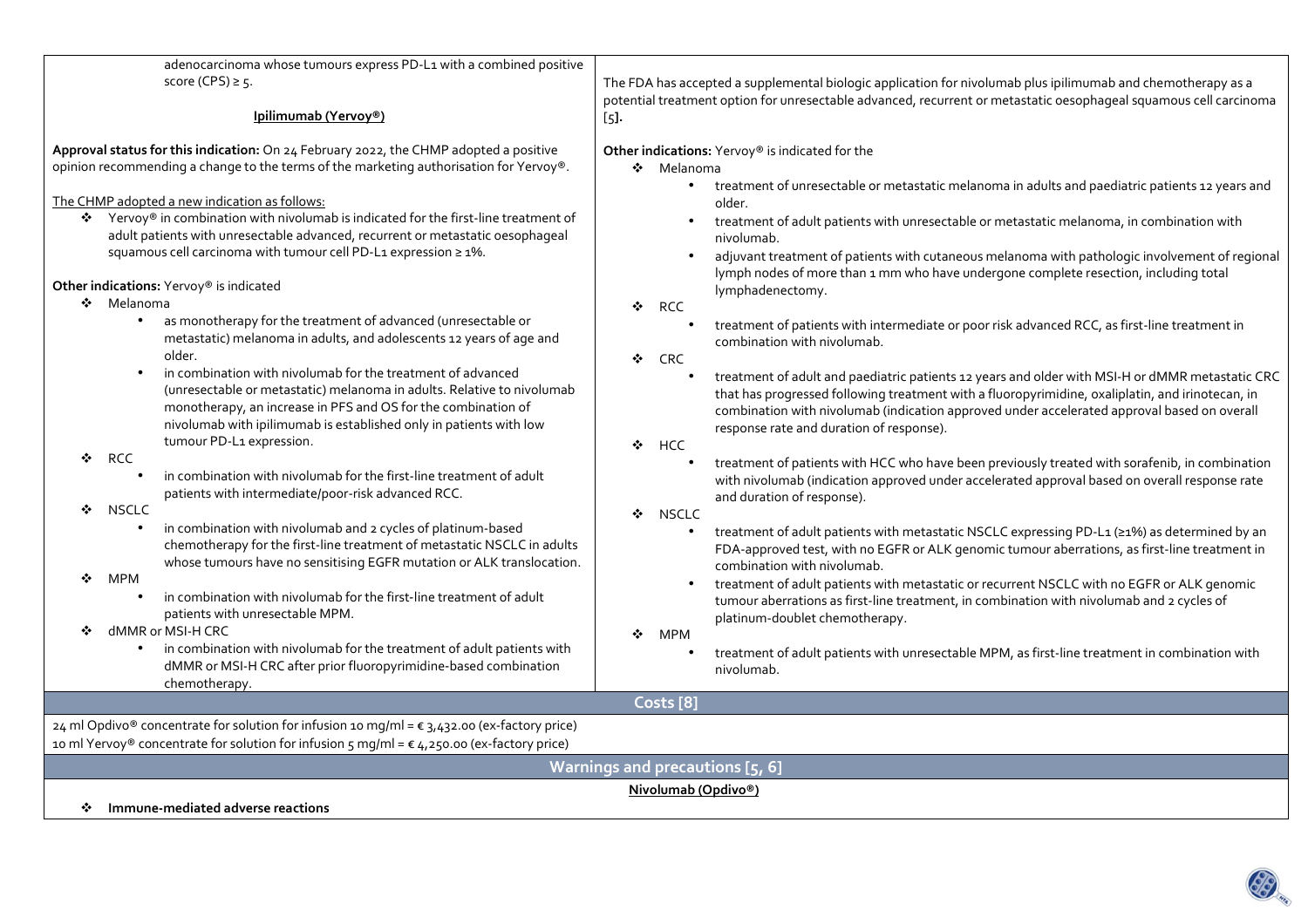adenocarcinoma whose tumours express PD-L1 with a combined positive score (CPS) ≥ 5.

**Ipilimumab (Yervoy®)**

**Approval status for this indication:** On 24 February 2022, the CHMP adopted a positive opinion recommending a change to the terms of the marketing authorisation for Yervoy®.

The CHMP adopted a new indication as follows:

- Yervoy® in combination with nivolumab is indicated for the first-line treatment of adult patients with unresectable advanced, recurrent or metastatic oesophageal squamous cell carcinoma with tumour cell PD-L1 expression ≥ 1%.

**Other indications:** Yervoy® is indicated

- Melanoma
  - as monotherapy for the treatment of advanced (unresectable or metastatic) melanoma in adults, and adolescents 12 years of age and older.
  - in combination with nivolumab for the treatment of advanced (unresectable or metastatic) melanoma in adults. Relative to nivolumab monotherapy, an increase in PFS and OS for the combination of nivolumab with ipilimumab is established only in patients with low tumour PD-L1 expression.
- RCC
  - in combination with nivolumab for the first-line treatment of adult patients with intermediate/poor-risk advanced RCC.
- NSCLC
  - in combination with nivolumab and 2 cycles of platinum-based chemotherapy for the first-line treatment of metastatic NSCLC in adults whose tumours have no sensitising EGFR mutation or ALK translocation.
- MPM
  - in combination with nivolumab for the first-line treatment of adult patients with unresectable MPM.
- dMMR or MSI-H CRC
  - in combination with nivolumab for the treatment of adult patients with dMMR or MSI-H CRC after prior fluoropyrimidine-based combination chemotherapy.

The FDA has accepted a supplemental biologic application for nivolumab plus ipilimumab and chemotherapy as a potential treatment option for unresectable advanced, recurrent or metastatic oesophageal squamous cell carcinoma [5].

**Other indications:** Yervoy® is indicated for the

- Melanoma
  - treatment of unresectable or metastatic melanoma in adults and paediatric patients 12 years and older.
  - treatment of adult patients with unresectable or metastatic melanoma, in combination with nivolumab.
  - adjuvant treatment of patients with cutaneous melanoma with pathologic involvement of regional lymph nodes of more than 1 mm who have undergone complete resection, including total lymphadenectomy.
- RCC
  - treatment of patients with intermediate or poor risk advanced RCC, as first-line treatment in combination with nivolumab.
- CRC
  - treatment of adult and paediatric patients 12 years and older with MSI-H or dMMR metastatic CRC that has progressed following treatment with a fluoropyrimidine, oxaliplatin, and irinotecan, in combination with nivolumab (indication approved under accelerated approval based on overall response rate and duration of response).
- HCC
  - treatment of patients with HCC who have been previously treated with sorafenib, in combination with nivolumab (indication approved under accelerated approval based on overall response rate and duration of response).
- NSCLC
  - treatment of adult patients with metastatic NSCLC expressing PD-L1 (≥1%) as determined by an FDA-approved test, with no EGFR or ALK genomic tumour aberrations, as first-line treatment in combination with nivolumab.
  - treatment of adult patients with metastatic or recurrent NSCLC with no EGFR or ALK genomic tumour aberrations as first-line treatment, in combination with nivolumab and 2 cycles of platinum-doublet chemotherapy.
- MPM
  - treatment of adult patients with unresectable MPM, as first-line treatment in combination with nivolumab.

## Costs [8]

24 ml Opdivo® concentrate for solution for infusion 10 mg/ml = € 3,432.00 (ex-factory price)
10 ml Yervoy® concentrate for solution for infusion 5 mg/ml = € 4,250.00 (ex-factory price)

## Warnings and precautions [5, 6]

**Nivolumab (Opdivo®)**

- **Immune-mediated adverse reactions**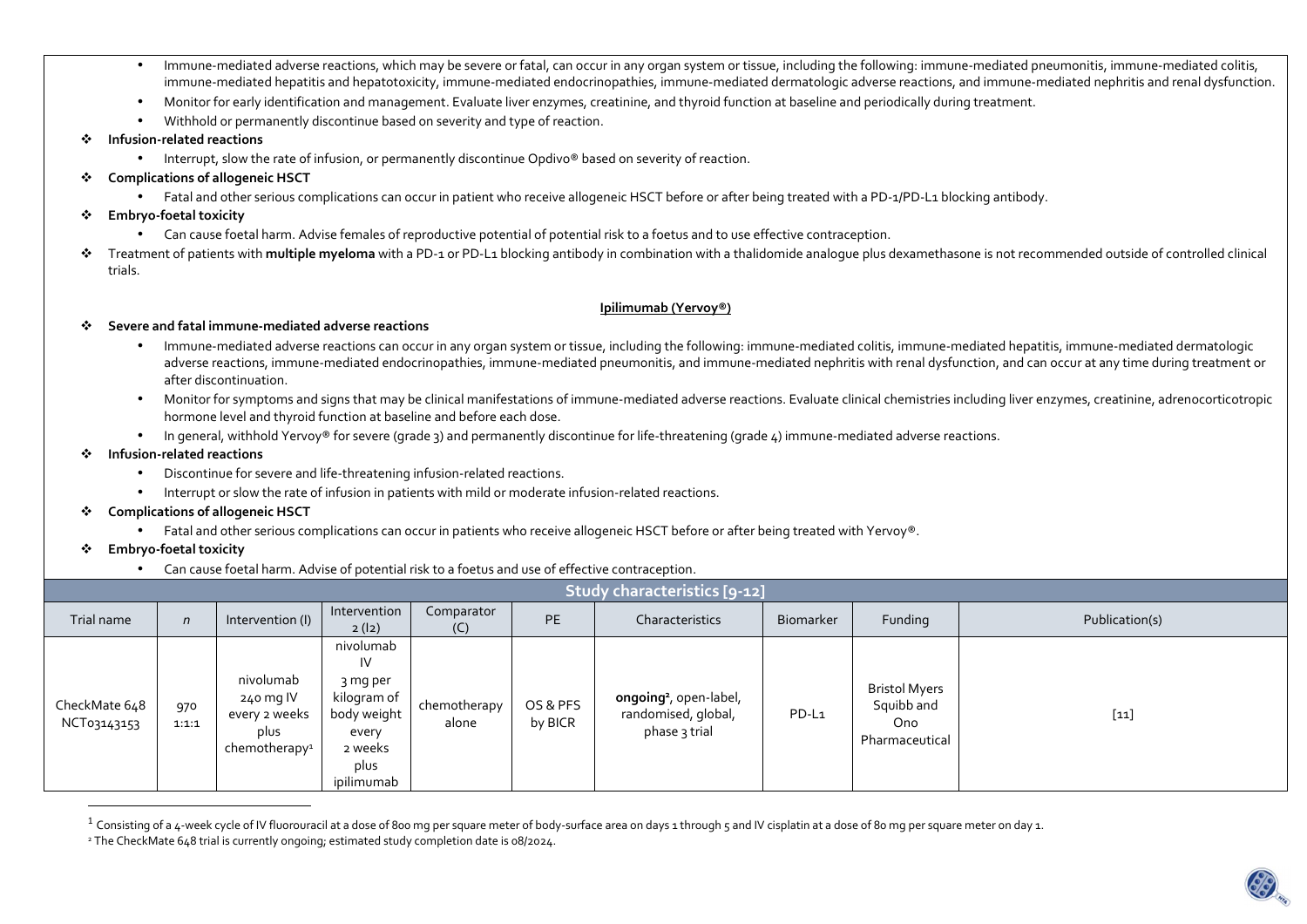- Immune-mediated adverse reactions, which may be severe or fatal, can occur in any organ system or tissue, including the following: immune-mediated pneumonitis, immune-mediated colitis, immune-mediated hepatitis and hepatotoxicity, immune-mediated endocrinopathies, immune-mediated dermatologic adverse reactions, and immune-mediated nephritis and renal dysfunction.
- Monitor for early identification and management. Evaluate liver enzymes, creatinine, and thyroid function at baseline and periodically during treatment.
- Withhold or permanently discontinue based on severity and type of reaction.

❖ **Infusion-related reactions**

- Interrupt, slow the rate of infusion, or permanently discontinue Opdivo® based on severity of reaction.

❖ **Complications of allogeneic HSCT**

- Fatal and other serious complications can occur in patient who receive allogeneic HSCT before or after being treated with a PD-1/PD-L1 blocking antibody.

❖ **Embryo-foetal toxicity**

- Can cause foetal harm. Advise females of reproductive potential of potential risk to a foetus and to use effective contraception.

❖ Treatment of patients with **multiple myeloma** with a PD-1 or PD-L1 blocking antibody in combination with a thalidomide analogue plus dexamethasone is not recommended outside of controlled clinical trials.

**Ipilimumab (Yervoy®)**

❖ **Severe and fatal immune-mediated adverse reactions**

- Immune-mediated adverse reactions can occur in any organ system or tissue, including the following: immune-mediated colitis, immune-mediated hepatitis, immune-mediated dermatologic adverse reactions, immune-mediated endocrinopathies, immune-mediated pneumonitis, and immune-mediated nephritis with renal dysfunction, and can occur at any time during treatment or after discontinuation.
- Monitor for symptoms and signs that may be clinical manifestations of immune-mediated adverse reactions. Evaluate clinical chemistries including liver enzymes, creatinine, adrenocorticotropic hormone level and thyroid function at baseline and before each dose.
- In general, withhold Yervoy® for severe (grade 3) and permanently discontinue for life-threatening (grade 4) immune-mediated adverse reactions.

❖ **Infusion-related reactions**

- Discontinue for severe and life-threatening infusion-related reactions.
- Interrupt or slow the rate of infusion in patients with mild or moderate infusion-related reactions.

❖ **Complications of allogeneic HSCT**

- Fatal and other serious complications can occur in patients who receive allogeneic HSCT before or after being treated with Yervoy®.

❖ **Embryo-foetal toxicity**

- Can cause foetal harm. Advise of potential risk to a foetus and use of effective contraception.

**Study characteristics [9-12]**

| Trial name | n | Intervention (I) | Intervention 2 (I2) | Comparator (C) | PE | Characteristics | Biomarker | Funding | Publication(s) |
|---|---|---|---|---|---|---|---|---|---|
| CheckMate 648 NCT03143153 | 970 1:1:1 | nivolumab 240 mg IV every 2 weeks plus chemotherapy[1] | nivolumab IV 3 mg per kilogram of body weight every 2 weeks plus ipilimumab | chemotherapy alone | OS & PFS by BICR | **ongoing**[2], open-label, randomised, global, phase 3 trial | PD-L1 | Bristol Myers Squibb and Ono Pharmaceutical | [11] |

[1] Consisting of a 4-week cycle of IV fluorouracil at a dose of 800 mg per square meter of body-surface area on days 1 through 5 and IV cisplatin at a dose of 80 mg per square meter on day 1.

[2] The CheckMate 648 trial is currently ongoing; estimated study completion date is 08/2024.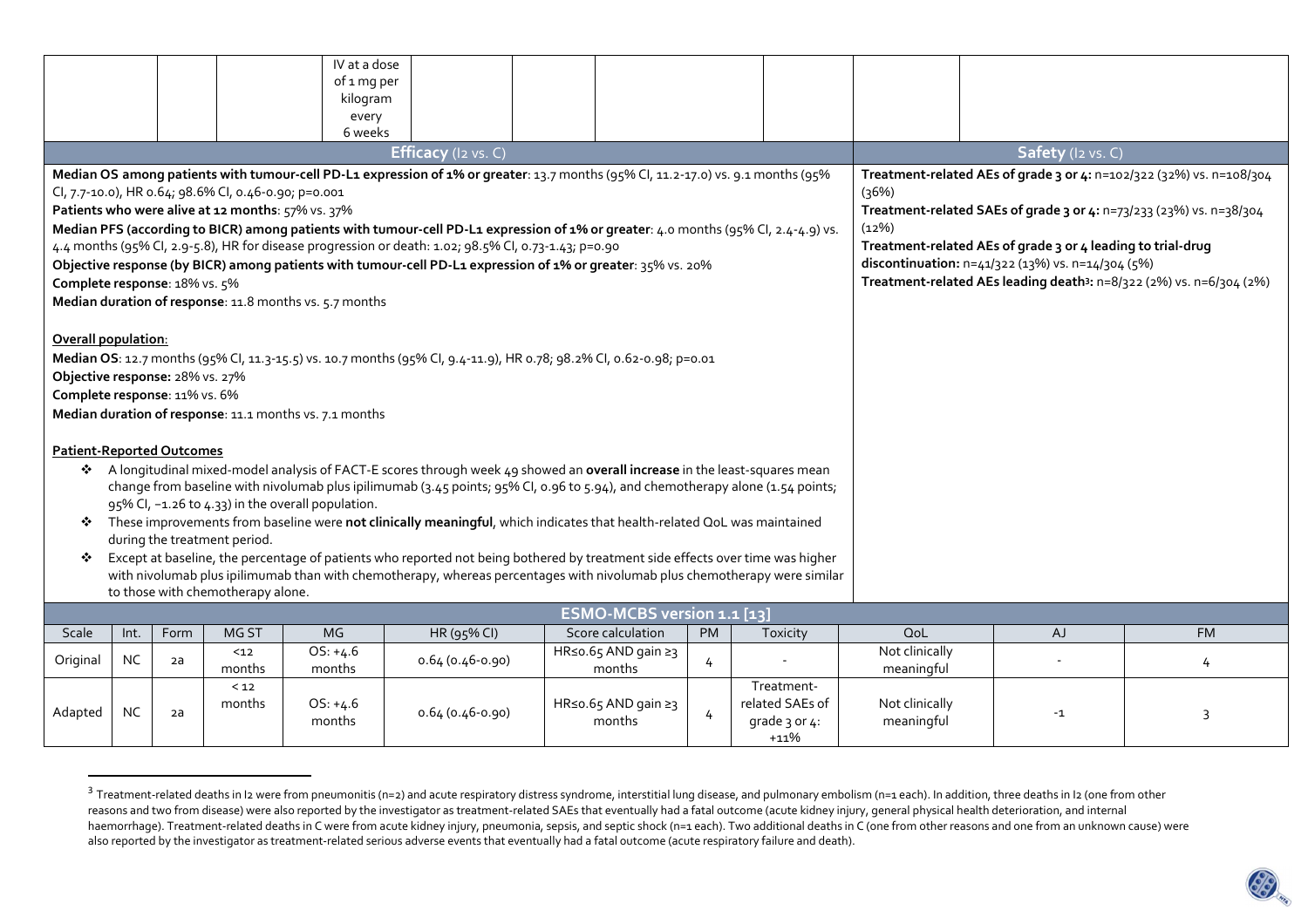| | | | | IV at a dose of 1 mg per kilogram every 6 weeks | | | | | | |
|---|---|---|---|---|---|---|---|---|---|---|

**Efficacy** (I2 vs. C)

**Median OS among patients with tumour-cell PD-L1 expression of 1% or greater**: 13.7 months (95% CI, 11.2-17.0) vs. 9.1 months (95% CI, 7.7-10.0), HR 0.64; 98.6% CI, 0.46-0.90; p=0.001

**Patients who were alive at 12 months**: 57% vs. 37%

**Median PFS (according to BICR) among patients with tumour-cell PD-L1 expression of 1% or greater**: 4.0 months (95% CI, 2.4-4.9) vs. 4.4 months (95% CI, 2.9-5.8), HR for disease progression or death: 1.02; 98.5% CI, 0.73-1.43; p=0.90

**Objective response (by BICR) among patients with tumour-cell PD-L1 expression of 1% or greater**: 35% vs. 20%

**Complete response**: 18% vs. 5%

**Median duration of response**: 11.8 months vs. 5.7 months

**Overall population**:

**Median OS**: 12.7 months (95% CI, 11.3-15.5) vs. 10.7 months (95% CI, 9.4-11.9), HR 0.78; 98.2% CI, 0.62-0.98; p=0.01

**Objective response:** 28% vs. 27%

**Complete response**: 11% vs. 6%

**Median duration of response**: 11.1 months vs. 7.1 months

**Patient-Reported Outcomes**

- A longitudinal mixed-model analysis of FACT-E scores through week 49 showed an **overall increase** in the least-squares mean change from baseline with nivolumab plus ipilimumab (3.45 points; 95% CI, 0.96 to 5.94), and chemotherapy alone (1.54 points; 95% CI, −1.26 to 4.33) in the overall population.
- These improvements from baseline were **not clinically meaningful**, which indicates that health-related QoL was maintained during the treatment period.
- Except at baseline, the percentage of patients who reported not being bothered by treatment side effects over time was higher with nivolumab plus ipilimumab than with chemotherapy, whereas percentages with nivolumab plus chemotherapy were similar to those with chemotherapy alone.

**Safety** (I2 vs. C)

**Treatment-related AEs of grade 3 or 4:** n=102/322 (32%) vs. n=108/304 (36%)

**Treatment-related SAEs of grade 3 or 4:** n=73/233 (23%) vs. n=38/304 (12%)

**Treatment-related AEs of grade 3 or 4 leading to trial-drug discontinuation:** n=41/322 (13%) vs. n=14/304 (5%)

**Treatment-related AEs leading death[3]:** n=8/322 (2%) vs. n=6/304 (2%)

**ESMO-MCBS version 1.1 [13]**

| Scale | Int. | Form | MG ST | MG | HR (95% CI) | Score calculation | PM | Toxicity | QoL | AJ | FM |
|---|---|---|---|---|---|---|---|---|---|---|---|
| Original | NC | 2a | <12 months | OS: +4.6 months | 0.64 (0.46-0.90) | HR≤0.65 AND gain ≥3 months | 4 | - | Not clinically meaningful | - | 4 |
| Adapted | NC | 2a | < 12 months | OS: +4.6 months | 0.64 (0.46-0.90) | HR≤0.65 AND gain ≥3 months | 4 | Treatment-related SAEs of grade 3 or 4: +11% | Not clinically meaningful | -1 | 3 |

[3] Treatment-related deaths in I2 were from pneumonitis (n=2) and acute respiratory distress syndrome, interstitial lung disease, and pulmonary embolism (n=1 each). In addition, three deaths in I2 (one from other reasons and two from disease) were also reported by the investigator as treatment-related SAEs that eventually had a fatal outcome (acute kidney injury, general physical health deterioration, and internal haemorrhage). Treatment-related deaths in C were from acute kidney injury, pneumonia, sepsis, and septic shock (n=1 each). Two additional deaths in C (one from other reasons and one from an unknown cause) were also reported by the investigator as treatment-related serious adverse events that eventually had a fatal outcome (acute respiratory failure and death).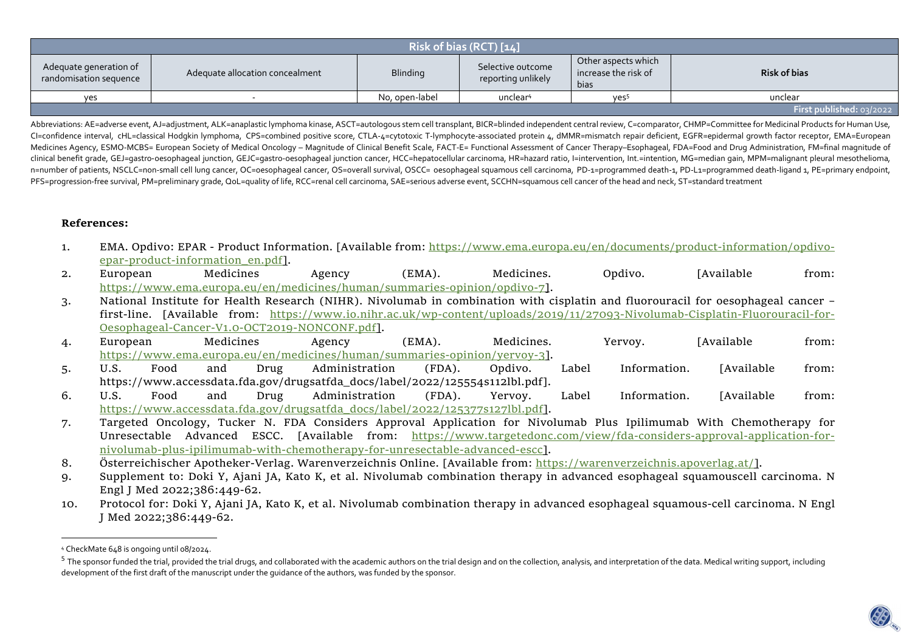| Risk of bias (RCT) [14] | | | | | |
|---|---|---|---|---|---|
| Adequate generation of randomisation sequence | Adequate allocation concealment | Blinding | Selective outcome reporting unlikely | Other aspects which increase the risk of bias | **Risk of bias** |
| yes | - | No, open-label | unclear[4] | yes[5] | unclear |
| | | | | | **First published: 03/2022** |

Abbreviations: AE=adverse event, AJ=adjustment, ALK=anaplastic lymphoma kinase, ASCT=autologous stem cell transplant, BICR=blinded independent central review, C=comparator, CHMP=Committee for Medicinal Products for Human Use, CI=confidence interval, cHL=classical Hodgkin lymphoma, CPS=combined positive score, CTLA-4=cytotoxic T-lymphocyte-associated protein 4, dMMR=mismatch repair deficient, EGFR=epidermal growth factor receptor, EMA=European Medicines Agency, ESMO-MCBS= European Society of Medical Oncology – Magnitude of Clinical Benefit Scale, FACT-E= Functional Assessment of Cancer Therapy–Esophageal, FDA=Food and Drug Administration, FM=final magnitude of clinical benefit grade, GEJ=gastro-oesophageal junction, GEJC=gastro-oesophageal junction cancer, HCC=hepatocellular carcinoma, HR=hazard ratio, I=intervention, Int.=intention, MG=median gain, MPM=malignant pleural mesothelioma, n=number of patients, NSCLC=non-small cell lung cancer, OC=oesophageal cancer, OS=overall survival, OSCC= oesophageal squamous cell carcinoma, PD-1=programmed death-1, PD-L1=programmed death-ligand 1, PE=primary endpoint, PFS=progression-free survival, PM=preliminary grade, QoL=quality of life, RCC=renal cell carcinoma, SAE=serious adverse event, SCCHN=squamous cell cancer of the head and neck, ST=standard treatment

**References:**

1. EMA. Opdivo: EPAR - Product Information. [Available from: https://www.ema.europa.eu/en/documents/product-information/opdivo-epar-product-information_en.pdf].
2. European Medicines Agency (EMA). Medicines. Opdivo. [Available from: https://www.ema.europa.eu/en/medicines/human/summaries-opinion/opdivo-7].
3. National Institute for Health Research (NIHR). Nivolumab in combination with cisplatin and fluorouracil for oesophageal cancer – first-line. [Available from: https://www.io.nihr.ac.uk/wp-content/uploads/2019/11/27093-Nivolumab-Cisplatin-Fluorouracil-for-Oesophageal-Cancer-V1.0-OCT2019-NONCONF.pdf].
4. European Medicines Agency (EMA). Medicines. Yervoy. [Available from: https://www.ema.europa.eu/en/medicines/human/summaries-opinion/yervoy-3].
5. U.S. Food and Drug Administration (FDA). Opdivo. Label Information. [Available from: https://www.accessdata.fda.gov/drugsatfda_docs/label/2022/125554s112lbl.pdf].
6. U.S. Food and Drug Administration (FDA). Yervoy. Label Information. [Available from: https://www.accessdata.fda.gov/drugsatfda_docs/label/2022/125377s127lbl.pdf].
7. Targeted Oncology, Tucker N. FDA Considers Approval Application for Nivolumab Plus Ipilimumab With Chemotherapy for Unresectable Advanced ESCC. [Available from: https://www.targetedonc.com/view/fda-considers-approval-application-for-nivolumab-plus-ipilimumab-with-chemotherapy-for-unresectable-advanced-escc].
8. Österreichischer Apotheker-Verlag. Warenverzeichnis Online. [Available from: https://warenverzeichnis.apoverlag.at/].
9. Supplement to: Doki Y, Ajani JA, Kato K, et al. Nivolumab combination therapy in advanced esophageal squamouscell carcinoma. N Engl J Med 2022;386:449-62.
10. Protocol for: Doki Y, Ajani JA, Kato K, et al. Nivolumab combination therapy in advanced esophageal squamous-cell carcinoma. N Engl J Med 2022;386:449-62.

---

[4] CheckMate 648 is ongoing until 08/2024.

[5] The sponsor funded the trial, provided the trial drugs, and collaborated with the academic authors on the trial design and on the collection, analysis, and interpretation of the data. Medical writing support, including development of the first draft of the manuscript under the guidance of the authors, was funded by the sponsor.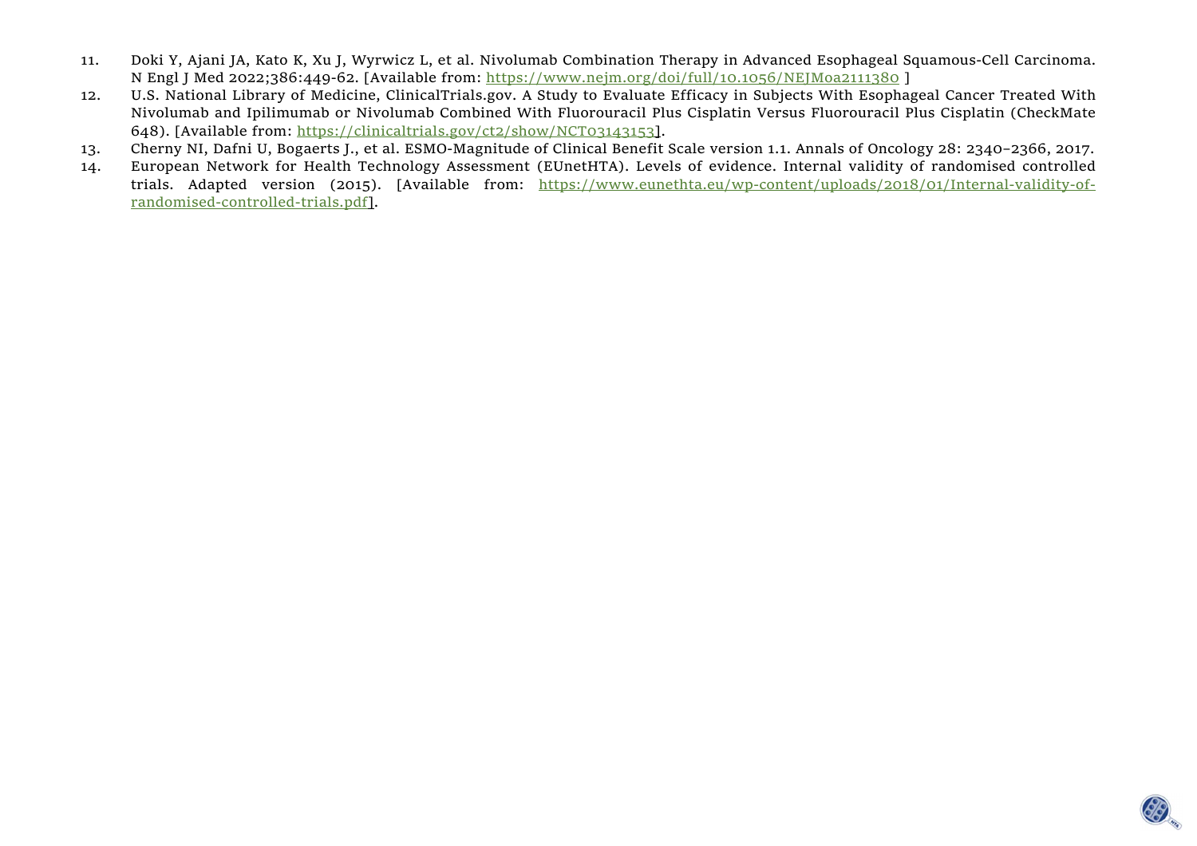11. Doki Y, Ajani JA, Kato K, Xu J, Wyrwicz L, et al. Nivolumab Combination Therapy in Advanced Esophageal Squamous-Cell Carcinoma. N Engl J Med 2022;386:449-62. [Available from: https://www.nejm.org/doi/full/10.1056/NEJMoa2111380 ]
12. U.S. National Library of Medicine, ClinicalTrials.gov. A Study to Evaluate Efficacy in Subjects With Esophageal Cancer Treated With Nivolumab and Ipilimumab or Nivolumab Combined With Fluorouracil Plus Cisplatin Versus Fluorouracil Plus Cisplatin (CheckMate 648). [Available from: https://clinicaltrials.gov/ct2/show/NCT03143153].
13. Cherny NI, Dafni U, Bogaerts J., et al. ESMO-Magnitude of Clinical Benefit Scale version 1.1. Annals of Oncology 28: 2340–2366, 2017.
14. European Network for Health Technology Assessment (EUnetHTA). Levels of evidence. Internal validity of randomised controlled trials. Adapted version (2015). [Available from: https://www.eunethta.eu/wp-content/uploads/2018/01/Internal-validity-of-randomised-controlled-trials.pdf].